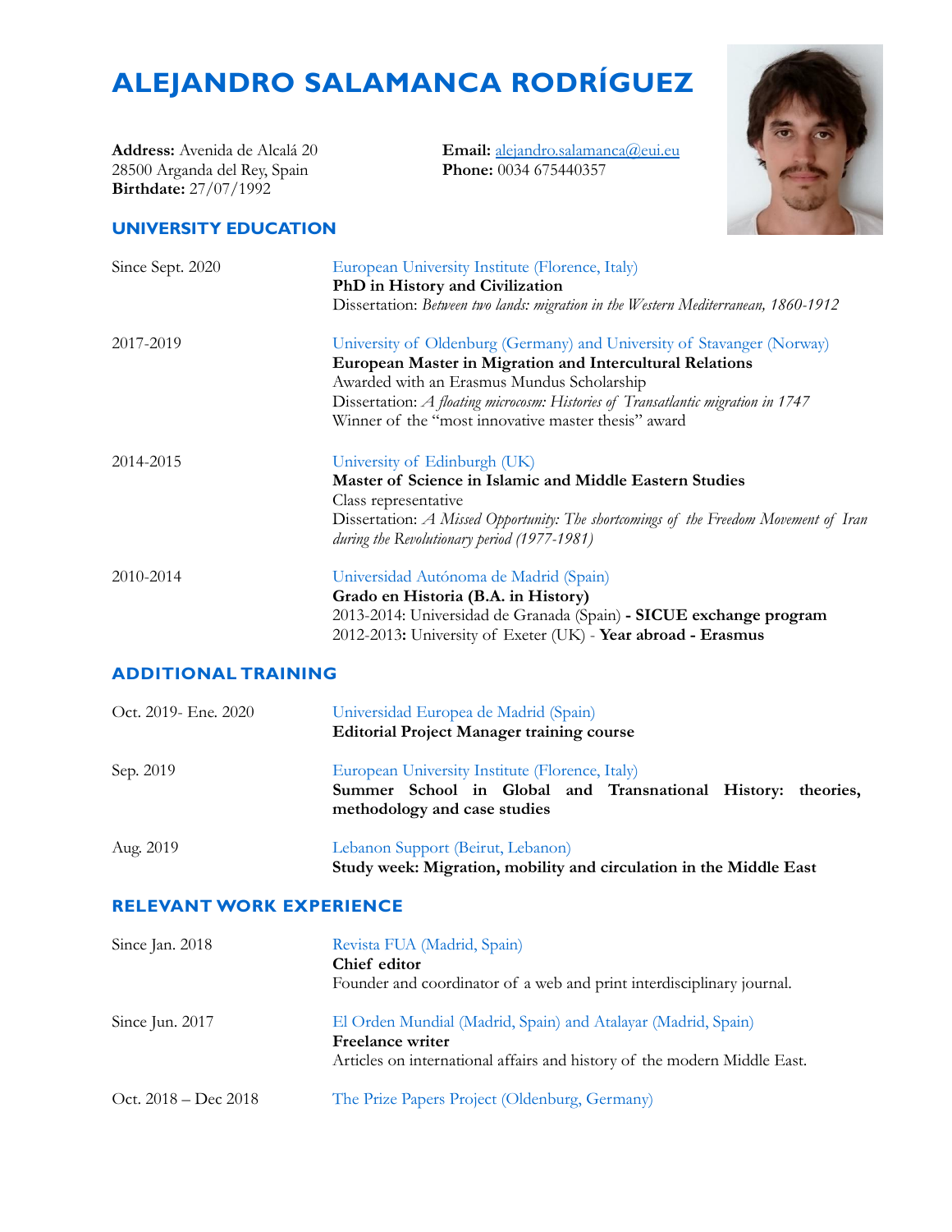# ALEJANDRO SALAMANCA RODRÍGUEZ

**Address:** Avenida de Alcalá 20
28500 Arganda del Rey, Spain
**Birthdate:** 27/07/1992

**Email:** alejandro.salamanca@eui.eu
**Phone:** 0034 675440357

## UNIVERSITY EDUCATION

Since Sept. 2020
European University Institute (Florence, Italy)
**PhD in History and Civilization**
Dissertation: *Between two lands: migration in the Western Mediterranean, 1860-1912*

2017-2019
University of Oldenburg (Germany) and University of Stavanger (Norway)
**European Master in Migration and Intercultural Relations**
Awarded with an Erasmus Mundus Scholarship
Dissertation: *A floating microcosm: Histories of Transatlantic migration in 1747*
Winner of the "most innovative master thesis" award

2014-2015
University of Edinburgh (UK)
**Master of Science in Islamic and Middle Eastern Studies**
Class representative
Dissertation: *A Missed Opportunity: The shortcomings of the Freedom Movement of Iran during the Revolutionary period (1977-1981)*

2010-2014
Universidad Autónoma de Madrid (Spain)
**Grado en Historia (B.A. in History)**
2013-2014: Universidad de Granada (Spain) **- SICUE exchange program**
2012-2013**:** University of Exeter (UK) - **Year abroad - Erasmus**

## ADDITIONAL TRAINING

Oct. 2019- Ene. 2020
Universidad Europea de Madrid (Spain)
**Editorial Project Manager training course**

Sep. 2019
European University Institute (Florence, Italy)
**Summer School in Global and Transnational History: theories, methodology and case studies**

Aug. 2019
Lebanon Support (Beirut, Lebanon)
**Study week: Migration, mobility and circulation in the Middle East**

## RELEVANT WORK EXPERIENCE

Since Jan. 2018
Revista FUA (Madrid, Spain)
**Chief editor**
Founder and coordinator of a web and print interdisciplinary journal.

Since Jun. 2017
El Orden Mundial (Madrid, Spain) and Atalayar (Madrid, Spain)
**Freelance writer**
Articles on international affairs and history of the modern Middle East.

Oct. 2018 – Dec 2018
The Prize Papers Project (Oldenburg, Germany)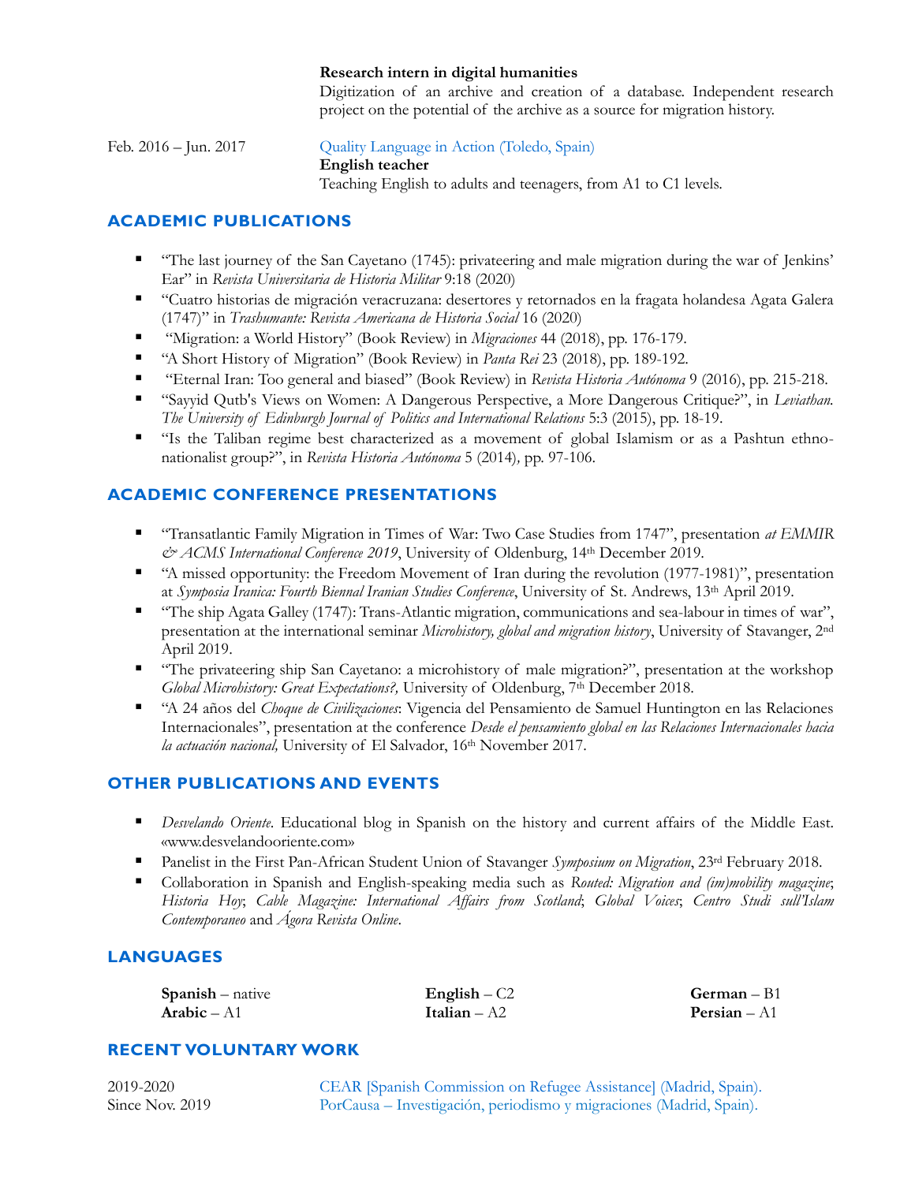**Research intern in digital humanities**
Digitization of an archive and creation of a database. Independent research project on the potential of the archive as a source for migration history.

Feb. 2016 – Jun. 2017

Quality Language in Action (Toledo, Spain)
**English teacher**
Teaching English to adults and teenagers, from A1 to C1 levels.

## ACADEMIC PUBLICATIONS

- "The last journey of the San Cayetano (1745): privateering and male migration during the war of Jenkins' Ear" in *Revista Universitaria de Historia Militar* 9:18 (2020)
- "Cuatro historias de migración veracruzana: desertores y retornados en la fragata holandesa Agata Galera (1747)" in *Trashumante: Revista Americana de Historia Social* 16 (2020)
- "Migration: a World History" (Book Review) in *Migraciones* 44 (2018), pp. 176-179.
- "A Short History of Migration" (Book Review) in *Panta Rei* 23 (2018), pp. 189-192.
- "Eternal Iran: Too general and biased" (Book Review) in *Revista Historia Autónoma* 9 (2016), pp. 215-218.
- "Sayyid Qutb's Views on Women: A Dangerous Perspective, a More Dangerous Critique?", in *Leviathan. The University of Edinburgh Journal of Politics and International Relations* 5:3 (2015), pp. 18-19.
- "Is the Taliban regime best characterized as a movement of global Islamism or as a Pashtun ethno-nationalist group?", in *Revista Historia Autónoma* 5 (2014), pp. 97-106.

## ACADEMIC CONFERENCE PRESENTATIONS

- "Transatlantic Family Migration in Times of War: Two Case Studies from 1747", presentation *at EMMIR & ACMS International Conference 2019*, University of Oldenburg, 14th December 2019.
- "A missed opportunity: the Freedom Movement of Iran during the revolution (1977-1981)", presentation at *Symposia Iranica: Fourth Biennal Iranian Studies Conference*, University of St. Andrews, 13th April 2019.
- "The ship Agata Galley (1747): Trans-Atlantic migration, communications and sea-labour in times of war", presentation at the international seminar *Microhistory, global and migration history*, University of Stavanger, 2nd April 2019.
- "The privateering ship San Cayetano: a microhistory of male migration?", presentation at the workshop *Global Microhistory: Great Expectations?,* University of Oldenburg, 7th December 2018.
- "A 24 años del *Choque de Civilizaciones*: Vigencia del Pensamiento de Samuel Huntington en las Relaciones Internacionales", presentation at the conference *Desde el pensamiento global en las Relaciones Internacionales hacia la actuación nacional,* University of El Salvador, 16th November 2017.

## OTHER PUBLICATIONS AND EVENTS

- *Desvelando Oriente*. Educational blog in Spanish on the history and current affairs of the Middle East. «www.desvelandooriente.com»
- Panelist in the First Pan-African Student Union of Stavanger *Symposium on Migration*, 23rd February 2018.
- Collaboration in Spanish and English-speaking media such as *Routed: Migration and (im)mobility magazine*; *Historia Hoy*; *Cable Magazine: International Affairs from Scotland*; *Global Voices*; *Centro Studi sull'Islam Contemporaneo* and *Ágora Revista Online*.

## LANGUAGES

**Spanish** – native
**Arabic** – A1
**English** – C2
**Italian** – A2
**German** – B1
**Persian** – A1

## RECENT VOLUNTARY WORK

2019-2020 — CEAR [Spanish Commission on Refugee Assistance] (Madrid, Spain).
Since Nov. 2019 — PorCausa – Investigación, periodismo y migraciones (Madrid, Spain).